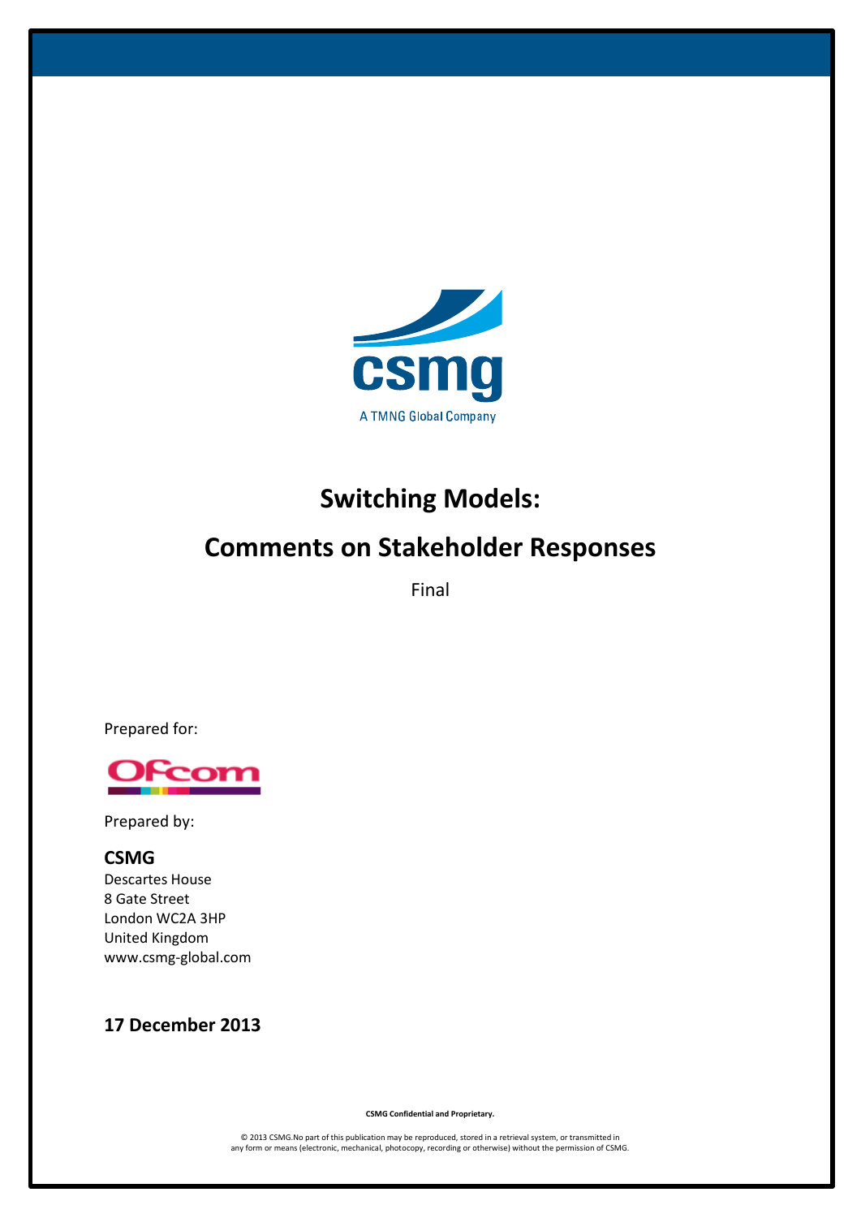csmg

A TMNG Global Company

# Switching Models:

# Comments on Stakeholder Responses

Final

Prepared for:

Ofcom

Prepared by:

**CSMG**
Descartes House
8 Gate Street
London WC2A 3HP
United Kingdom
www.csmg-global.com

**17 December 2013**

**CSMG Confidential and Proprietary.**

© 2013 CSMG.No part of this publication may be reproduced, stored in a retrieval system, or transmitted in any form or means (electronic, mechanical, photocopy, recording or otherwise) without the permission of CSMG.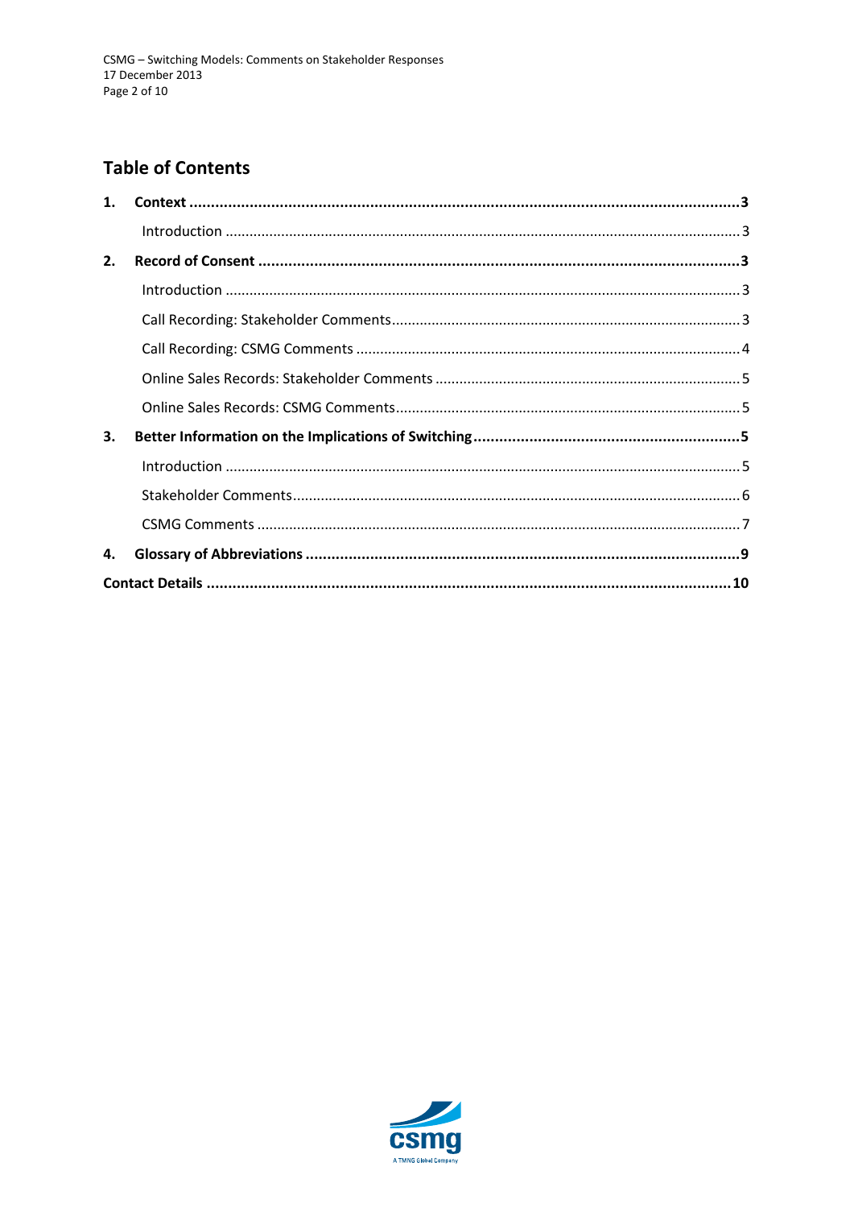## Table of Contents

1. **Context** .......... **3**
   - Introduction .......... 3
2. **Record of Consent** .......... **3**
   - Introduction .......... 3
   - Call Recording: Stakeholder Comments .......... 3
   - Call Recording: CSMG Comments .......... 4
   - Online Sales Records: Stakeholder Comments .......... 5
   - Online Sales Records: CSMG Comments .......... 5
3. **Better Information on the Implications of Switching** .......... **5**
   - Introduction .......... 5
   - Stakeholder Comments .......... 6
   - CSMG Comments .......... 7
4. **Glossary of Abbreviations** .......... **9**

**Contact Details** .......... **10**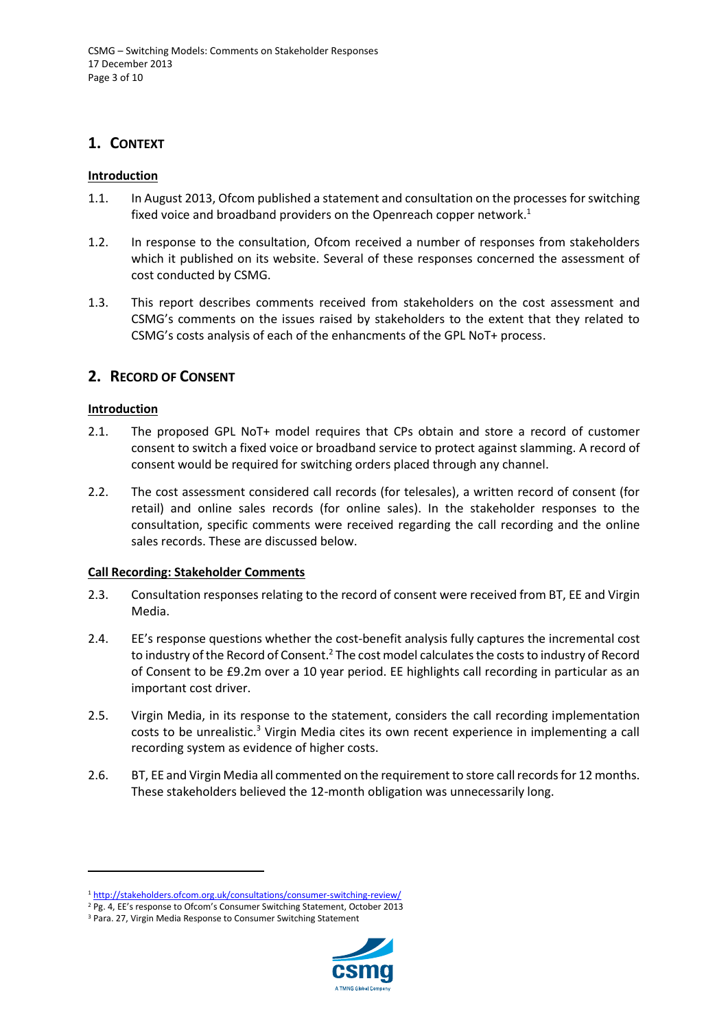## 1. Context

### Introduction

1.1. In August 2013, Ofcom published a statement and consultation on the processes for switching fixed voice and broadband providers on the Openreach copper network.[1]

1.2. In response to the consultation, Ofcom received a number of responses from stakeholders which it published on its website. Several of these responses concerned the assessment of cost conducted by CSMG.

1.3. This report describes comments received from stakeholders on the cost assessment and CSMG's comments on the issues raised by stakeholders to the extent that they related to CSMG's costs analysis of each of the enhancments of the GPL NoT+ process.

## 2. Record of Consent

### Introduction

2.1. The proposed GPL NoT+ model requires that CPs obtain and store a record of customer consent to switch a fixed voice or broadband service to protect against slamming. A record of consent would be required for switching orders placed through any channel.

2.2. The cost assessment considered call records (for telesales), a written record of consent (for retail) and online sales records (for online sales). In the stakeholder responses to the consultation, specific comments were received regarding the call recording and the online sales records. These are discussed below.

### Call Recording: Stakeholder Comments

2.3. Consultation responses relating to the record of consent were received from BT, EE and Virgin Media.

2.4. EE's response questions whether the cost-benefit analysis fully captures the incremental cost to industry of the Record of Consent.[2] The cost model calculates the costs to industry of Record of Consent to be £9.2m over a 10 year period. EE highlights call recording in particular as an important cost driver.

2.5. Virgin Media, in its response to the statement, considers the call recording implementation costs to be unrealistic.[3] Virgin Media cites its own recent experience in implementing a call recording system as evidence of higher costs.

2.6. BT, EE and Virgin Media all commented on the requirement to store call records for 12 months. These stakeholders believed the 12-month obligation was unnecessarily long.

---

[1] http://stakeholders.ofcom.org.uk/consultations/consumer-switching-review/

[2] Pg. 4, EE's response to Ofcom's Consumer Switching Statement, October 2013

[3] Para. 27, Virgin Media Response to Consumer Switching Statement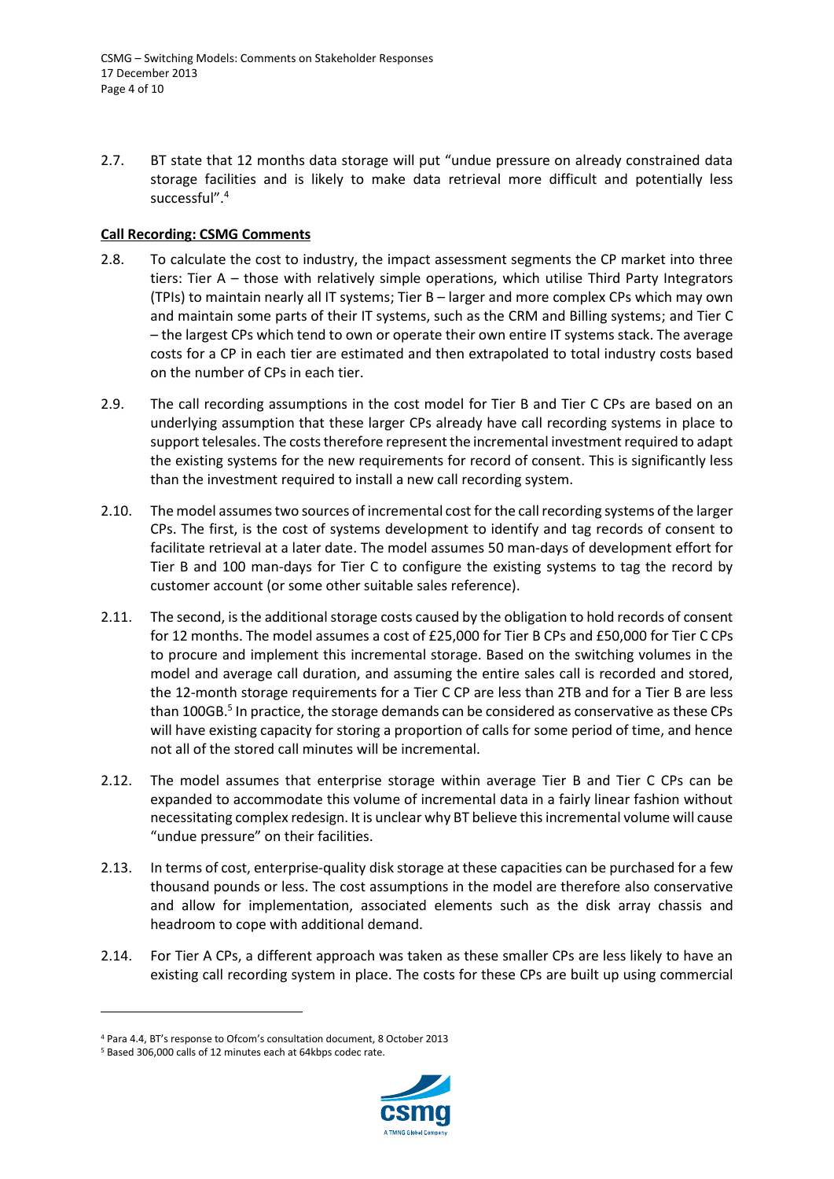2.7. BT state that 12 months data storage will put "undue pressure on already constrained data storage facilities and is likely to make data retrieval more difficult and potentially less successful".[4]

**Call Recording: CSMG Comments**

2.8. To calculate the cost to industry, the impact assessment segments the CP market into three tiers: Tier A – those with relatively simple operations, which utilise Third Party Integrators (TPIs) to maintain nearly all IT systems; Tier B – larger and more complex CPs which may own and maintain some parts of their IT systems, such as the CRM and Billing systems; and Tier C – the largest CPs which tend to own or operate their own entire IT systems stack. The average costs for a CP in each tier are estimated and then extrapolated to total industry costs based on the number of CPs in each tier.

2.9. The call recording assumptions in the cost model for Tier B and Tier C CPs are based on an underlying assumption that these larger CPs already have call recording systems in place to support telesales. The costs therefore represent the incremental investment required to adapt the existing systems for the new requirements for record of consent. This is significantly less than the investment required to install a new call recording system.

2.10. The model assumes two sources of incremental cost for the call recording systems of the larger CPs. The first, is the cost of systems development to identify and tag records of consent to facilitate retrieval at a later date. The model assumes 50 man-days of development effort for Tier B and 100 man-days for Tier C to configure the existing systems to tag the record by customer account (or some other suitable sales reference).

2.11. The second, is the additional storage costs caused by the obligation to hold records of consent for 12 months. The model assumes a cost of £25,000 for Tier B CPs and £50,000 for Tier C CPs to procure and implement this incremental storage. Based on the switching volumes in the model and average call duration, and assuming the entire sales call is recorded and stored, the 12-month storage requirements for a Tier C CP are less than 2TB and for a Tier B are less than 100GB.[5] In practice, the storage demands can be considered as conservative as these CPs will have existing capacity for storing a proportion of calls for some period of time, and hence not all of the stored call minutes will be incremental.

2.12. The model assumes that enterprise storage within average Tier B and Tier C CPs can be expanded to accommodate this volume of incremental data in a fairly linear fashion without necessitating complex redesign. It is unclear why BT believe this incremental volume will cause "undue pressure" on their facilities.

2.13. In terms of cost, enterprise-quality disk storage at these capacities can be purchased for a few thousand pounds or less. The cost assumptions in the model are therefore also conservative and allow for implementation, associated elements such as the disk array chassis and headroom to cope with additional demand.

2.14. For Tier A CPs, a different approach was taken as these smaller CPs are less likely to have an existing call recording system in place. The costs for these CPs are built up using commercial

---

[4] Para 4.4, BT's response to Ofcom's consultation document, 8 October 2013

[5] Based 306,000 calls of 12 minutes each at 64kbps codec rate.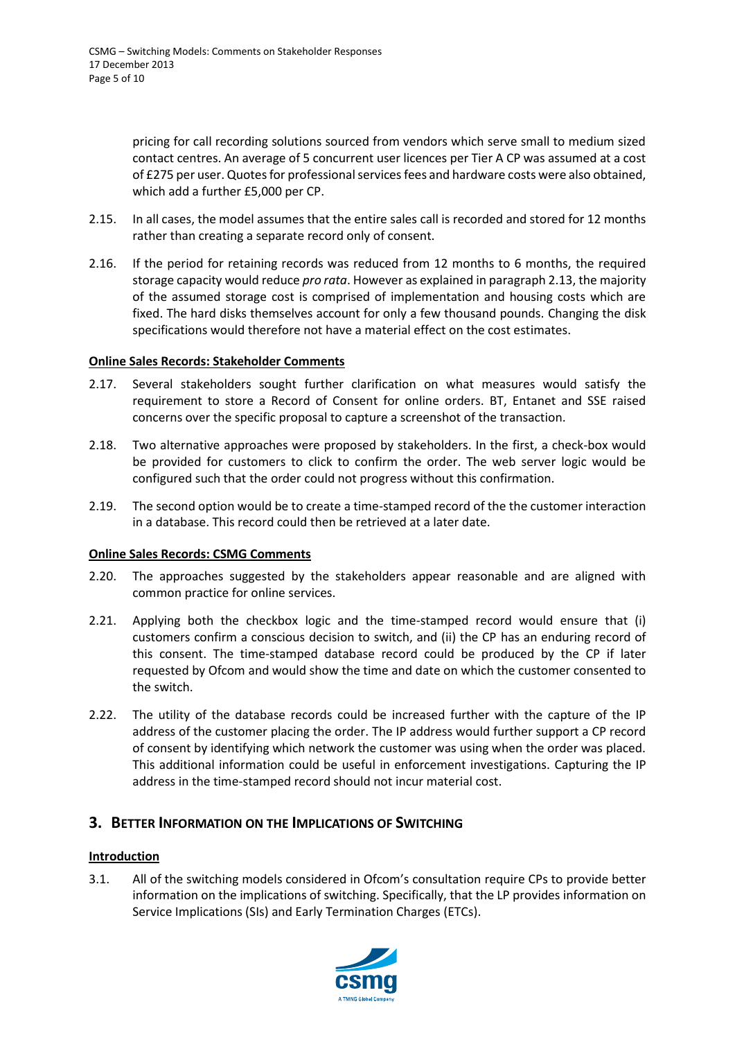pricing for call recording solutions sourced from vendors which serve small to medium sized contact centres. An average of 5 concurrent user licences per Tier A CP was assumed at a cost of £275 per user. Quotes for professional services fees and hardware costs were also obtained, which add a further £5,000 per CP.

2.15. In all cases, the model assumes that the entire sales call is recorded and stored for 12 months rather than creating a separate record only of consent.

2.16. If the period for retaining records was reduced from 12 months to 6 months, the required storage capacity would reduce *pro rata*. However as explained in paragraph 2.13, the majority of the assumed storage cost is comprised of implementation and housing costs which are fixed. The hard disks themselves account for only a few thousand pounds. Changing the disk specifications would therefore not have a material effect on the cost estimates.

**Online Sales Records: Stakeholder Comments**

2.17. Several stakeholders sought further clarification on what measures would satisfy the requirement to store a Record of Consent for online orders. BT, Entanet and SSE raised concerns over the specific proposal to capture a screenshot of the transaction.

2.18. Two alternative approaches were proposed by stakeholders. In the first, a check-box would be provided for customers to click to confirm the order. The web server logic would be configured such that the order could not progress without this confirmation.

2.19. The second option would be to create a time-stamped record of the the customer interaction in a database. This record could then be retrieved at a later date.

**Online Sales Records: CSMG Comments**

2.20. The approaches suggested by the stakeholders appear reasonable and are aligned with common practice for online services.

2.21. Applying both the checkbox logic and the time-stamped record would ensure that (i) customers confirm a conscious decision to switch, and (ii) the CP has an enduring record of this consent. The time-stamped database record could be produced by the CP if later requested by Ofcom and would show the time and date on which the customer consented to the switch.

2.22. The utility of the database records could be increased further with the capture of the IP address of the customer placing the order. The IP address would further support a CP record of consent by identifying which network the customer was using when the order was placed. This additional information could be useful in enforcement investigations. Capturing the IP address in the time-stamped record should not incur material cost.

## 3. Better Information on the Implications of Switching

**Introduction**

3.1. All of the switching models considered in Ofcom's consultation require CPs to provide better information on the implications of switching. Specifically, that the LP provides information on Service Implications (SIs) and Early Termination Charges (ETCs).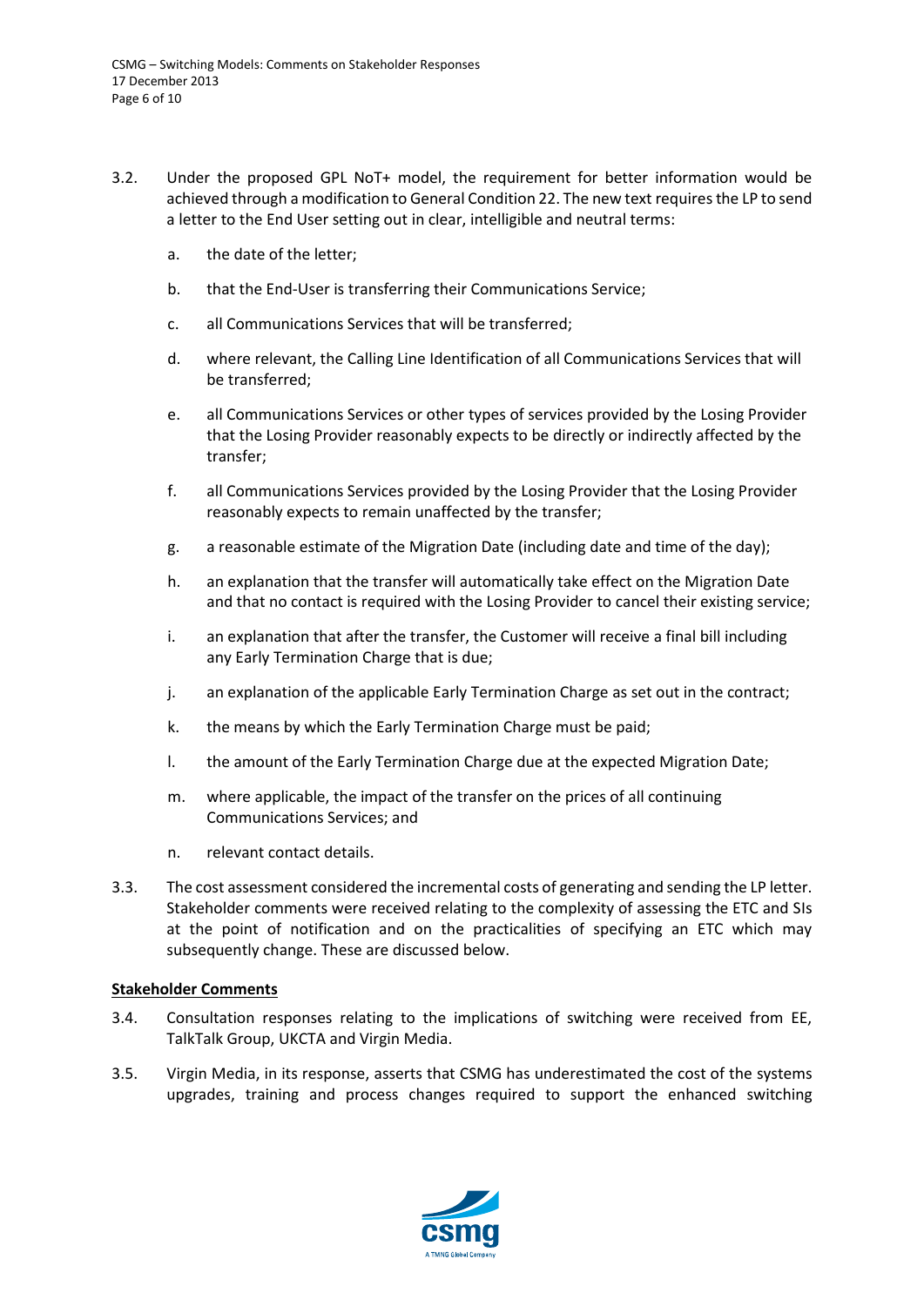3.2. Under the proposed GPL NoT+ model, the requirement for better information would be achieved through a modification to General Condition 22. The new text requires the LP to send a letter to the End User setting out in clear, intelligible and neutral terms:

a. the date of the letter;

b. that the End-User is transferring their Communications Service;

c. all Communications Services that will be transferred;

d. where relevant, the Calling Line Identification of all Communications Services that will be transferred;

e. all Communications Services or other types of services provided by the Losing Provider that the Losing Provider reasonably expects to be directly or indirectly affected by the transfer;

f. all Communications Services provided by the Losing Provider that the Losing Provider reasonably expects to remain unaffected by the transfer;

g. a reasonable estimate of the Migration Date (including date and time of the day);

h. an explanation that the transfer will automatically take effect on the Migration Date and that no contact is required with the Losing Provider to cancel their existing service;

i. an explanation that after the transfer, the Customer will receive a final bill including any Early Termination Charge that is due;

j. an explanation of the applicable Early Termination Charge as set out in the contract;

k. the means by which the Early Termination Charge must be paid;

l. the amount of the Early Termination Charge due at the expected Migration Date;

m. where applicable, the impact of the transfer on the prices of all continuing Communications Services; and

n. relevant contact details.

3.3. The cost assessment considered the incremental costs of generating and sending the LP letter. Stakeholder comments were received relating to the complexity of assessing the ETC and SIs at the point of notification and on the practicalities of specifying an ETC which may subsequently change. These are discussed below.

**Stakeholder Comments**

3.4. Consultation responses relating to the implications of switching were received from EE, TalkTalk Group, UKCTA and Virgin Media.

3.5. Virgin Media, in its response, asserts that CSMG has underestimated the cost of the systems upgrades, training and process changes required to support the enhanced switching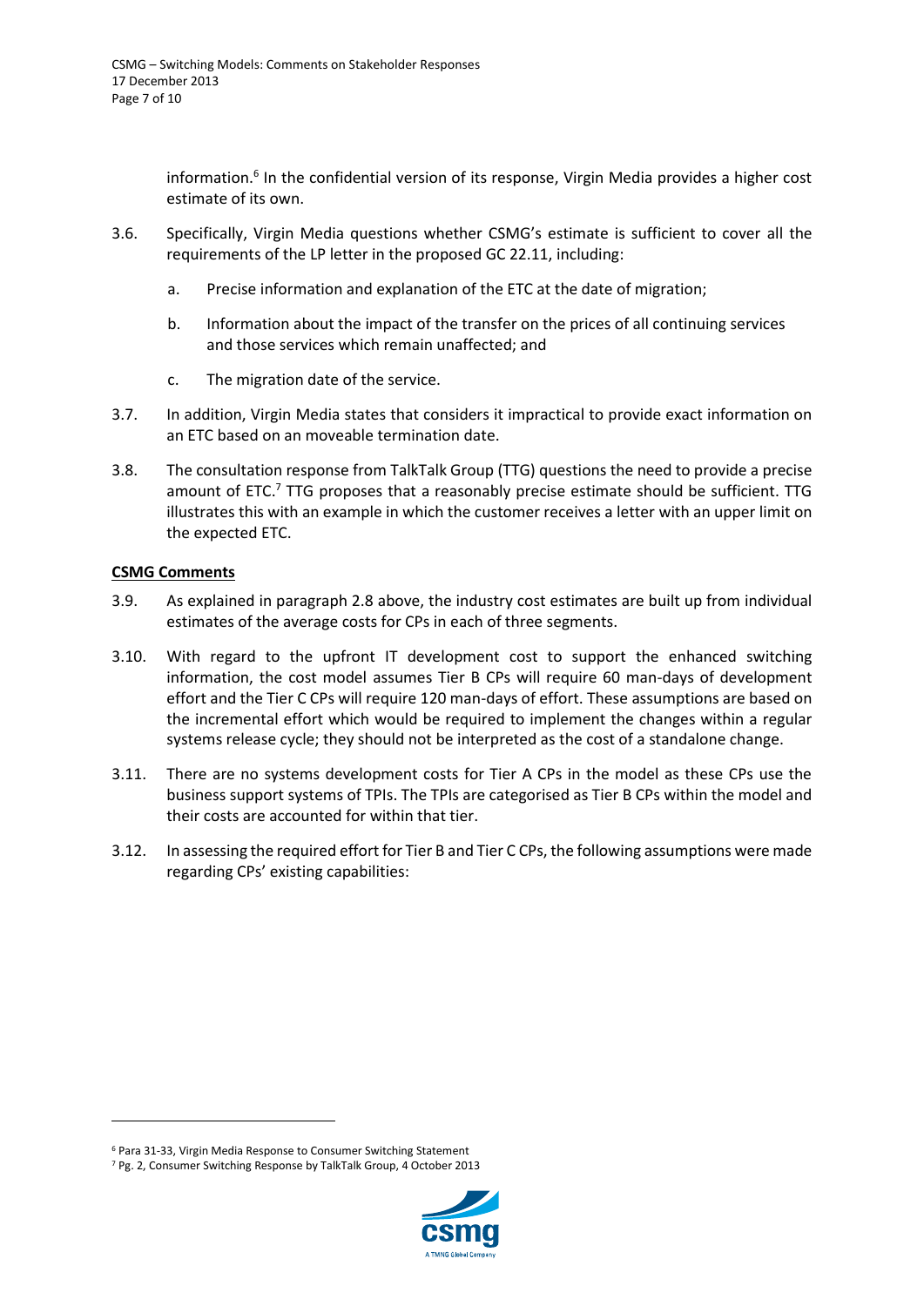information.[6] In the confidential version of its response, Virgin Media provides a higher cost estimate of its own.

3.6. Specifically, Virgin Media questions whether CSMG's estimate is sufficient to cover all the requirements of the LP letter in the proposed GC 22.11, including:

a. Precise information and explanation of the ETC at the date of migration;

b. Information about the impact of the transfer on the prices of all continuing services and those services which remain unaffected; and

c. The migration date of the service.

3.7. In addition, Virgin Media states that considers it impractical to provide exact information on an ETC based on an moveable termination date.

3.8. The consultation response from TalkTalk Group (TTG) questions the need to provide a precise amount of ETC.[7] TTG proposes that a reasonably precise estimate should be sufficient. TTG illustrates this with an example in which the customer receives a letter with an upper limit on the expected ETC.

**CSMG Comments**

3.9. As explained in paragraph 2.8 above, the industry cost estimates are built up from individual estimates of the average costs for CPs in each of three segments.

3.10. With regard to the upfront IT development cost to support the enhanced switching information, the cost model assumes Tier B CPs will require 60 man-days of development effort and the Tier C CPs will require 120 man-days of effort. These assumptions are based on the incremental effort which would be required to implement the changes within a regular systems release cycle; they should not be interpreted as the cost of a standalone change.

3.11. There are no systems development costs for Tier A CPs in the model as these CPs use the business support systems of TPIs. The TPIs are categorised as Tier B CPs within the model and their costs are accounted for within that tier.

3.12. In assessing the required effort for Tier B and Tier C CPs, the following assumptions were made regarding CPs' existing capabilities:

---

[6] Para 31-33, Virgin Media Response to Consumer Switching Statement

[7] Pg. 2, Consumer Switching Response by TalkTalk Group, 4 October 2013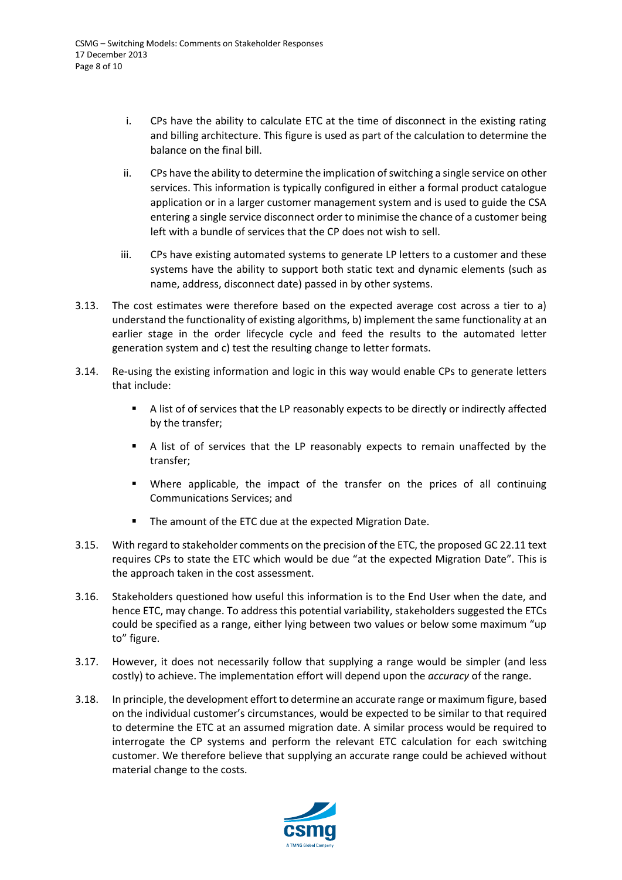i. CPs have the ability to calculate ETC at the time of disconnect in the existing rating and billing architecture. This figure is used as part of the calculation to determine the balance on the final bill.

ii. CPs have the ability to determine the implication of switching a single service on other services. This information is typically configured in either a formal product catalogue application or in a larger customer management system and is used to guide the CSA entering a single service disconnect order to minimise the chance of a customer being left with a bundle of services that the CP does not wish to sell.

iii. CPs have existing automated systems to generate LP letters to a customer and these systems have the ability to support both static text and dynamic elements (such as name, address, disconnect date) passed in by other systems.

3.13. The cost estimates were therefore based on the expected average cost across a tier to a) understand the functionality of existing algorithms, b) implement the same functionality at an earlier stage in the order lifecycle cycle and feed the results to the automated letter generation system and c) test the resulting change to letter formats.

3.14. Re-using the existing information and logic in this way would enable CPs to generate letters that include:

- A list of of services that the LP reasonably expects to be directly or indirectly affected by the transfer;
- A list of of services that the LP reasonably expects to remain unaffected by the transfer;
- Where applicable, the impact of the transfer on the prices of all continuing Communications Services; and
- The amount of the ETC due at the expected Migration Date.

3.15. With regard to stakeholder comments on the precision of the ETC, the proposed GC 22.11 text requires CPs to state the ETC which would be due "at the expected Migration Date". This is the approach taken in the cost assessment.

3.16. Stakeholders questioned how useful this information is to the End User when the date, and hence ETC, may change. To address this potential variability, stakeholders suggested the ETCs could be specified as a range, either lying between two values or below some maximum "up to" figure.

3.17. However, it does not necessarily follow that supplying a range would be simpler (and less costly) to achieve. The implementation effort will depend upon the *accuracy* of the range.

3.18. In principle, the development effort to determine an accurate range or maximum figure, based on the individual customer's circumstances, would be expected to be similar to that required to determine the ETC at an assumed migration date. A similar process would be required to interrogate the CP systems and perform the relevant ETC calculation for each switching customer. We therefore believe that supplying an accurate range could be achieved without material change to the costs.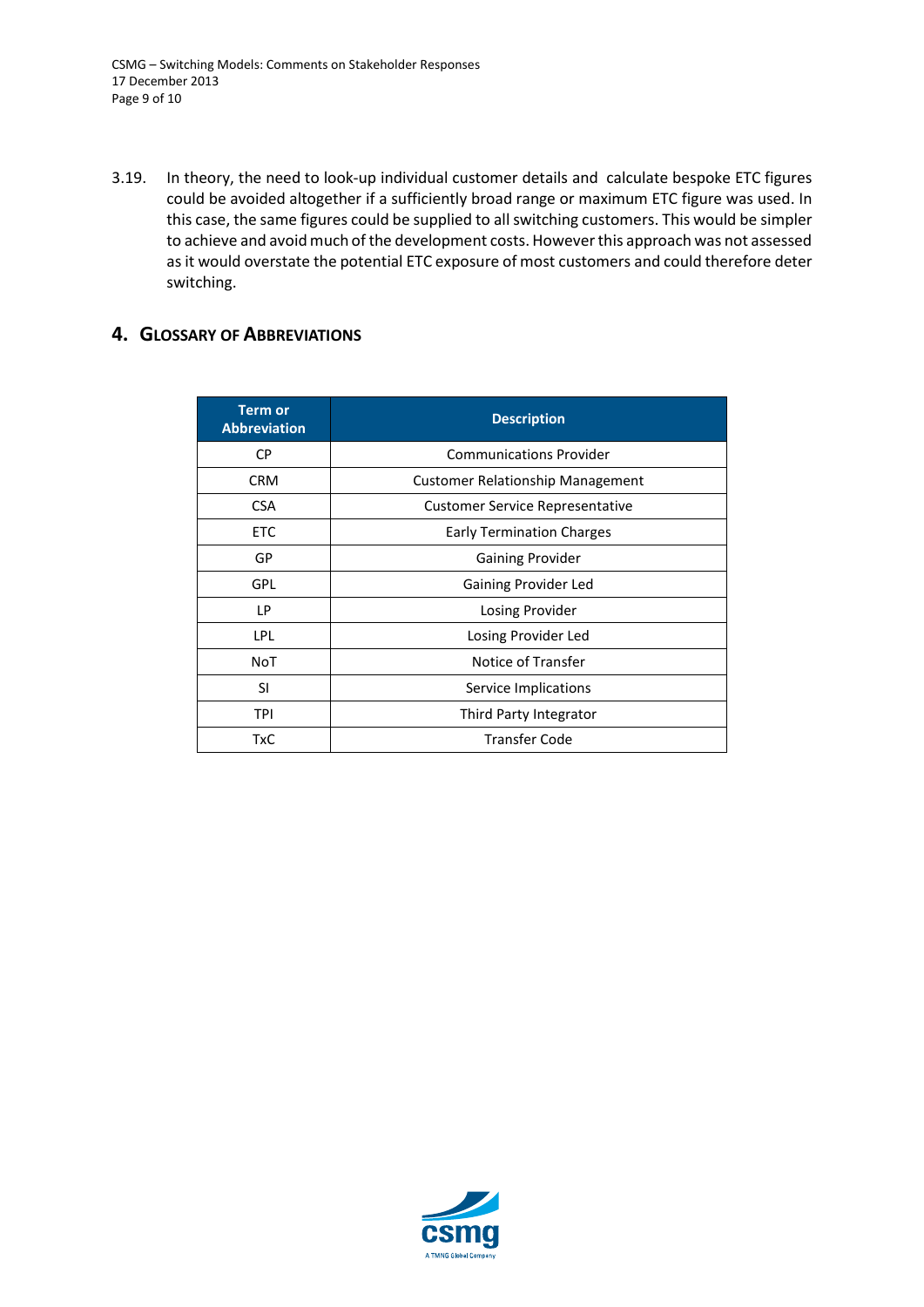3.19. In theory, the need to look-up individual customer details and calculate bespoke ETC figures could be avoided altogether if a sufficiently broad range or maximum ETC figure was used. In this case, the same figures could be supplied to all switching customers. This would be simpler to achieve and avoid much of the development costs. However this approach was not assessed as it would overstate the potential ETC exposure of most customers and could therefore deter switching.

## 4. Glossary of Abbreviations

| Term or Abbreviation | Description |
|---|---|
| CP | Communications Provider |
| CRM | Customer Relationship Management |
| CSA | Customer Service Representative |
| ETC | Early Termination Charges |
| GP | Gaining Provider |
| GPL | Gaining Provider Led |
| LP | Losing Provider |
| LPL | Losing Provider Led |
| NoT | Notice of Transfer |
| SI | Service Implications |
| TPI | Third Party Integrator |
| TxC | Transfer Code |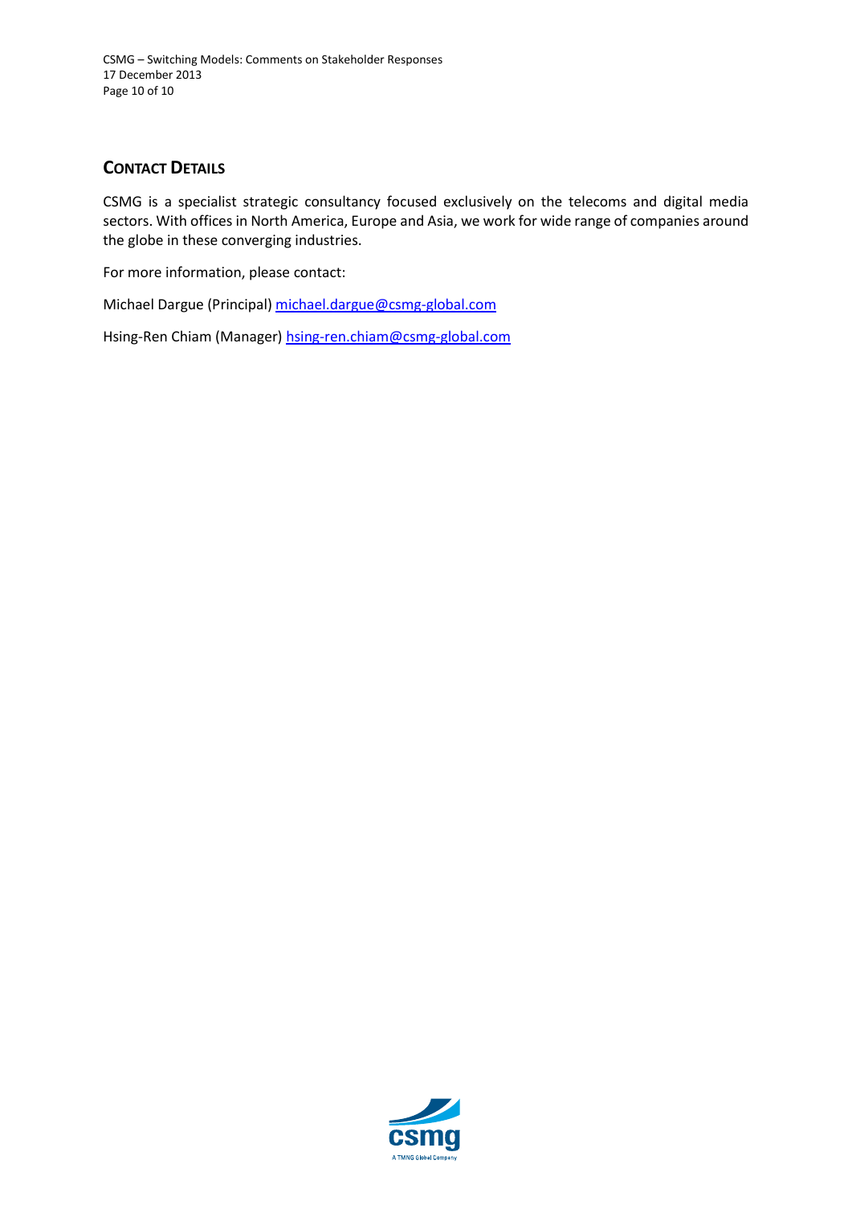## CONTACT DETAILS

CSMG is a specialist strategic consultancy focused exclusively on the telecoms and digital media sectors. With offices in North America, Europe and Asia, we work for wide range of companies around the globe in these converging industries.

For more information, please contact:

Michael Dargue (Principal) michael.dargue@csmg-global.com

Hsing-Ren Chiam (Manager) hsing-ren.chiam@csmg-global.com

csmg

A TMNG Global Company